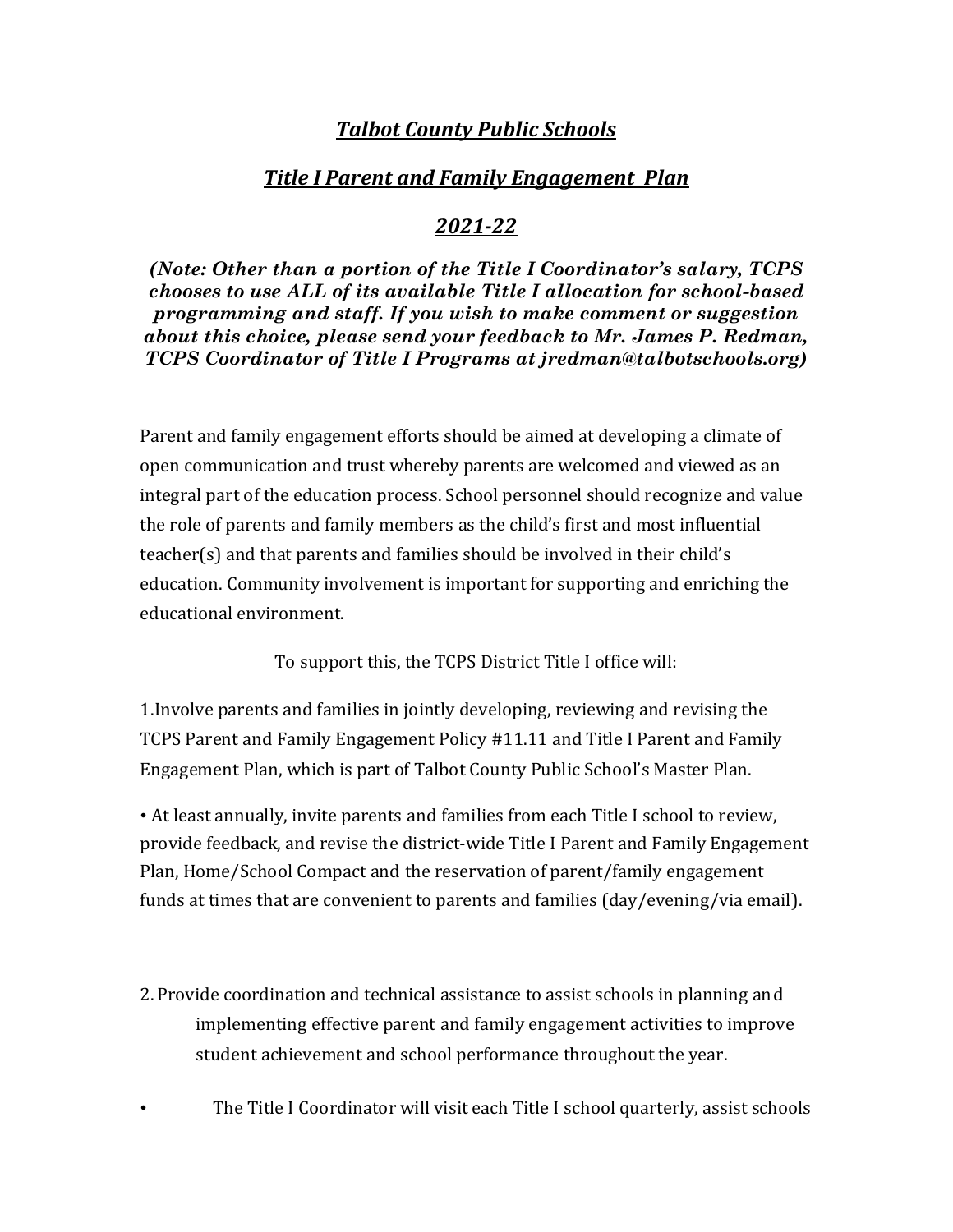# *Talbot County Public Schools*

## *Title I Parent and Family Engagement Plan*

## *2021-22*

***(Note: Other than a portion of the Title I Coordinator's salary, TCPS chooses to use ALL of its available Title I allocation for school-based programming and staff. If you wish to make comment or suggestion about this choice, please send your feedback to Mr. James P. Redman, TCPS Coordinator of Title I Programs at jredman@talbotschools.org)***

Parent and family engagement efforts should be aimed at developing a climate of open communication and trust whereby parents are welcomed and viewed as an integral part of the education process. School personnel should recognize and value the role of parents and family members as the child's first and most influential teacher(s) and that parents and families should be involved in their child's education. Community involvement is important for supporting and enriching the educational environment.

To support this, the TCPS District Title I office will:

1.Involve parents and families in jointly developing, reviewing and revising the TCPS Parent and Family Engagement Policy #11.11 and Title I Parent and Family Engagement Plan, which is part of Talbot County Public School's Master Plan.

- At least annually, invite parents and families from each Title I school to review, provide feedback, and revise the district-wide Title I Parent and Family Engagement Plan, Home/School Compact and the reservation of parent/family engagement funds at times that are convenient to parents and families (day/evening/via email).

2. Provide coordination and technical assistance to assist schools in planning and implementing effective parent and family engagement activities to improve student achievement and school performance throughout the year.

- The Title I Coordinator will visit each Title I school quarterly, assist schools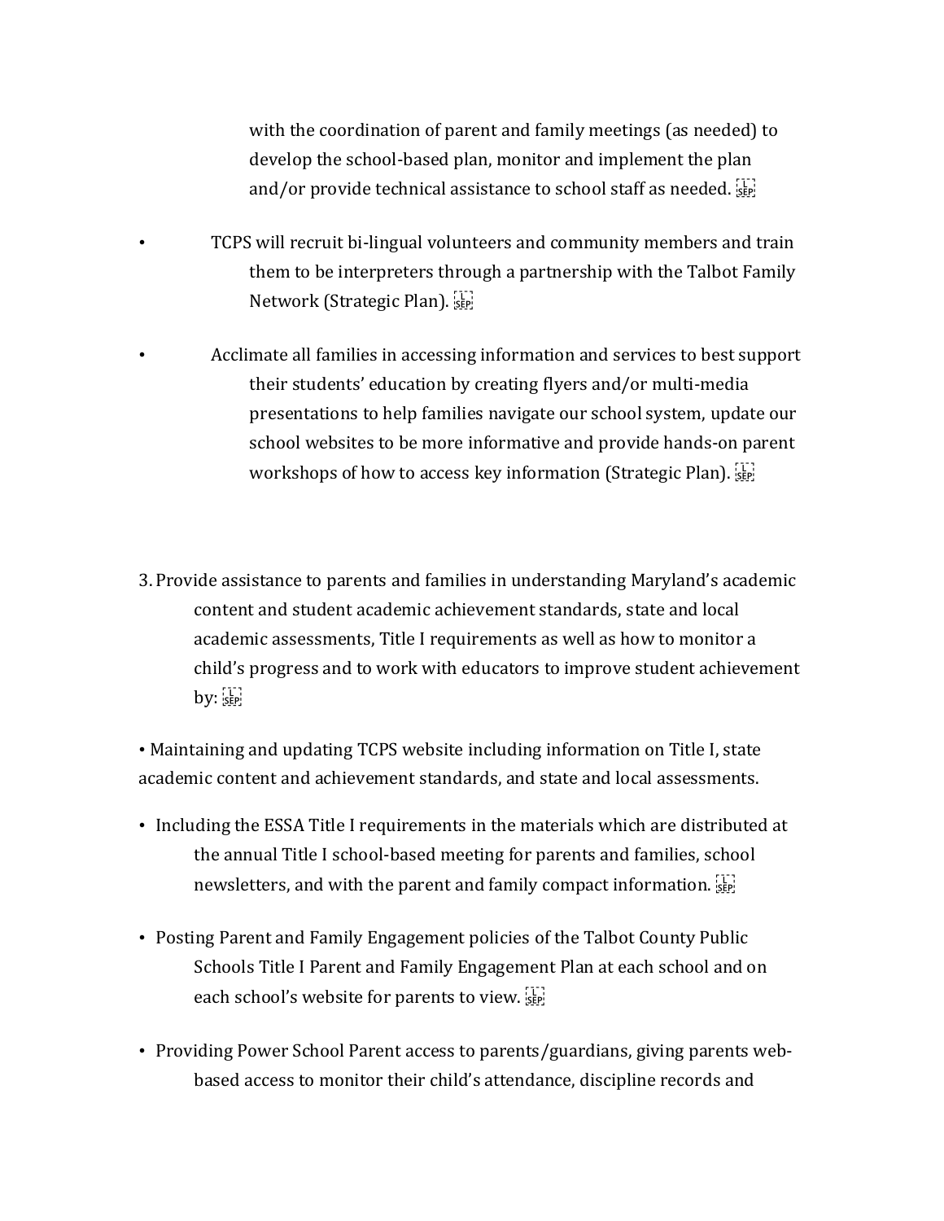with the coordination of parent and family meetings (as needed) to develop the school-based plan, monitor and implement the plan and/or provide technical assistance to school staff as needed.

- TCPS will recruit bi-lingual volunteers and community members and train them to be interpreters through a partnership with the Talbot Family Network (Strategic Plan).

- Acclimate all families in accessing information and services to best support their students' education by creating flyers and/or multi-media presentations to help families navigate our school system, update our school websites to be more informative and provide hands-on parent workshops of how to access key information (Strategic Plan).

3. Provide assistance to parents and families in understanding Maryland's academic content and student academic achievement standards, state and local academic assessments, Title I requirements as well as how to monitor a child's progress and to work with educators to improve student achievement by:

- Maintaining and updating TCPS website including information on Title I, state academic content and achievement standards, and state and local assessments.

- Including the ESSA Title I requirements in the materials which are distributed at the annual Title I school-based meeting for parents and families, school newsletters, and with the parent and family compact information.

- Posting Parent and Family Engagement policies of the Talbot County Public Schools Title I Parent and Family Engagement Plan at each school and on each school's website for parents to view.

- Providing Power School Parent access to parents/guardians, giving parents web-based access to monitor their child's attendance, discipline records and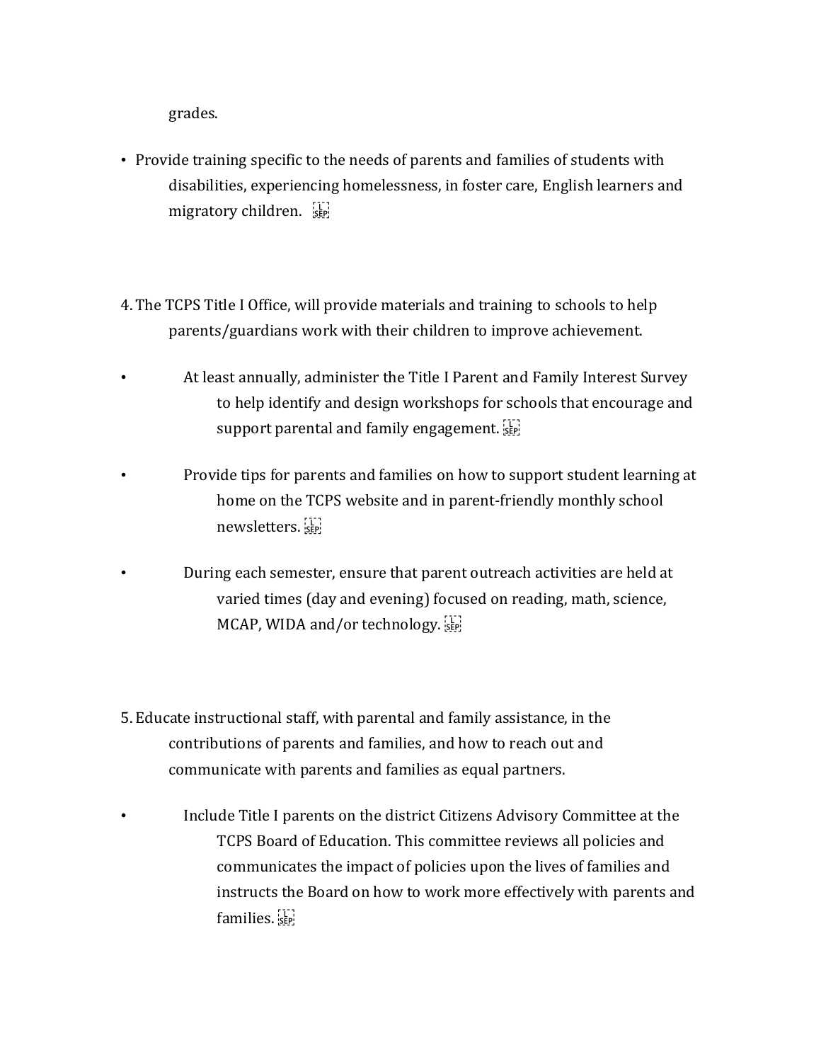grades.

- Provide training specific to the needs of parents and families of students with disabilities, experiencing homelessness, in foster care, English learners and migratory children.

4. The TCPS Title I Office, will provide materials and training to schools to help parents/guardians work with their children to improve achievement.

- At least annually, administer the Title I Parent and Family Interest Survey to help identify and design workshops for schools that encourage and support parental and family engagement.
- Provide tips for parents and families on how to support student learning at home on the TCPS website and in parent-friendly monthly school newsletters.
- During each semester, ensure that parent outreach activities are held at varied times (day and evening) focused on reading, math, science, MCAP, WIDA and/or technology.

5. Educate instructional staff, with parental and family assistance, in the contributions of parents and families, and how to reach out and communicate with parents and families as equal partners.

- Include Title I parents on the district Citizens Advisory Committee at the TCPS Board of Education. This committee reviews all policies and communicates the impact of policies upon the lives of families and instructs the Board on how to work more effectively with parents and families.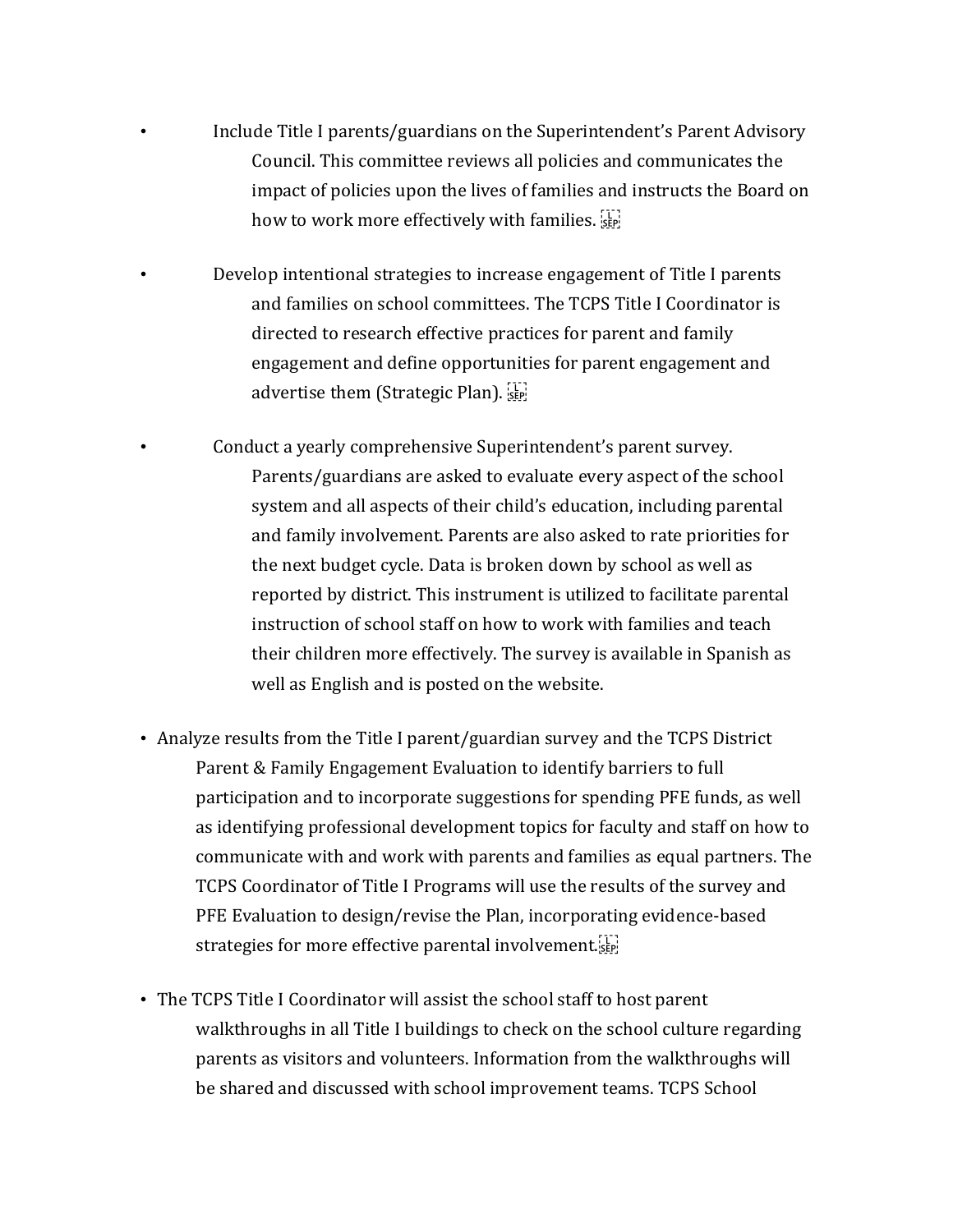- Include Title I parents/guardians on the Superintendent's Parent Advisory Council. This committee reviews all policies and communicates the impact of policies upon the lives of families and instructs the Board on how to work more effectively with families.

- Develop intentional strategies to increase engagement of Title I parents and families on school committees. The TCPS Title I Coordinator is directed to research effective practices for parent and family engagement and define opportunities for parent engagement and advertise them (Strategic Plan).

- Conduct a yearly comprehensive Superintendent's parent survey. Parents/guardians are asked to evaluate every aspect of the school system and all aspects of their child's education, including parental and family involvement. Parents are also asked to rate priorities for the next budget cycle. Data is broken down by school as well as reported by district. This instrument is utilized to facilitate parental instruction of school staff on how to work with families and teach their children more effectively. The survey is available in Spanish as well as English and is posted on the website.

- Analyze results from the Title I parent/guardian survey and the TCPS District Parent & Family Engagement Evaluation to identify barriers to full participation and to incorporate suggestions for spending PFE funds, as well as identifying professional development topics for faculty and staff on how to communicate with and work with parents and families as equal partners. The TCPS Coordinator of Title I Programs will use the results of the survey and PFE Evaluation to design/revise the Plan, incorporating evidence-based strategies for more effective parental involvement.

- The TCPS Title I Coordinator will assist the school staff to host parent walkthroughs in all Title I buildings to check on the school culture regarding parents as visitors and volunteers. Information from the walkthroughs will be shared and discussed with school improvement teams. TCPS School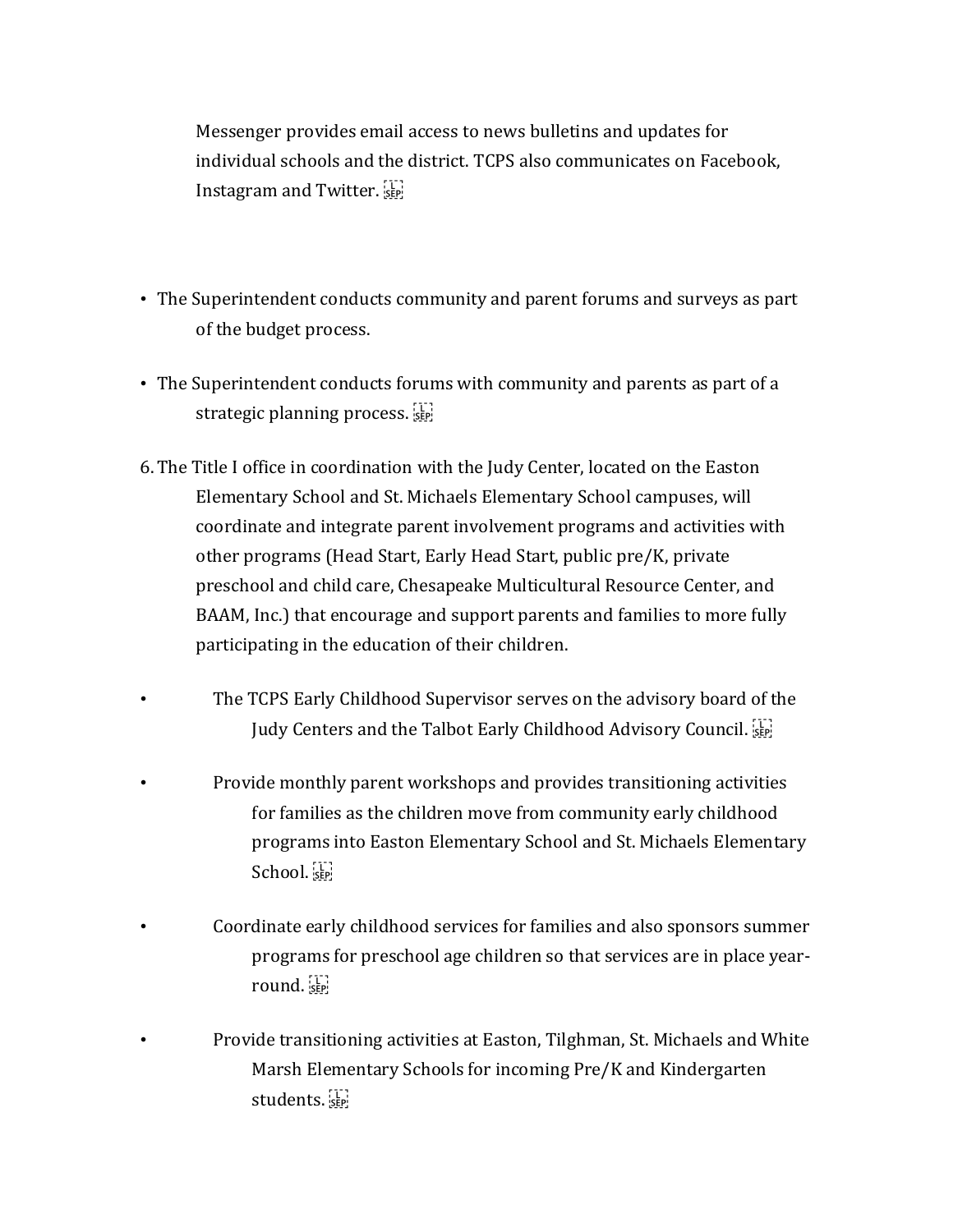Messenger provides email access to news bulletins and updates for individual schools and the district. TCPS also communicates on Facebook, Instagram and Twitter.

- The Superintendent conducts community and parent forums and surveys as part of the budget process.
- The Superintendent conducts forums with community and parents as part of a strategic planning process.

6. The Title I office in coordination with the Judy Center, located on the Easton Elementary School and St. Michaels Elementary School campuses, will coordinate and integrate parent involvement programs and activities with other programs (Head Start, Early Head Start, public pre/K, private preschool and child care, Chesapeake Multicultural Resource Center, and BAAM, Inc.) that encourage and support parents and families to more fully participating in the education of their children.

- The TCPS Early Childhood Supervisor serves on the advisory board of the Judy Centers and the Talbot Early Childhood Advisory Council.
- Provide monthly parent workshops and provides transitioning activities for families as the children move from community early childhood programs into Easton Elementary School and St. Michaels Elementary School.
- Coordinate early childhood services for families and also sponsors summer programs for preschool age children so that services are in place year-round.
- Provide transitioning activities at Easton, Tilghman, St. Michaels and White Marsh Elementary Schools for incoming Pre/K and Kindergarten students.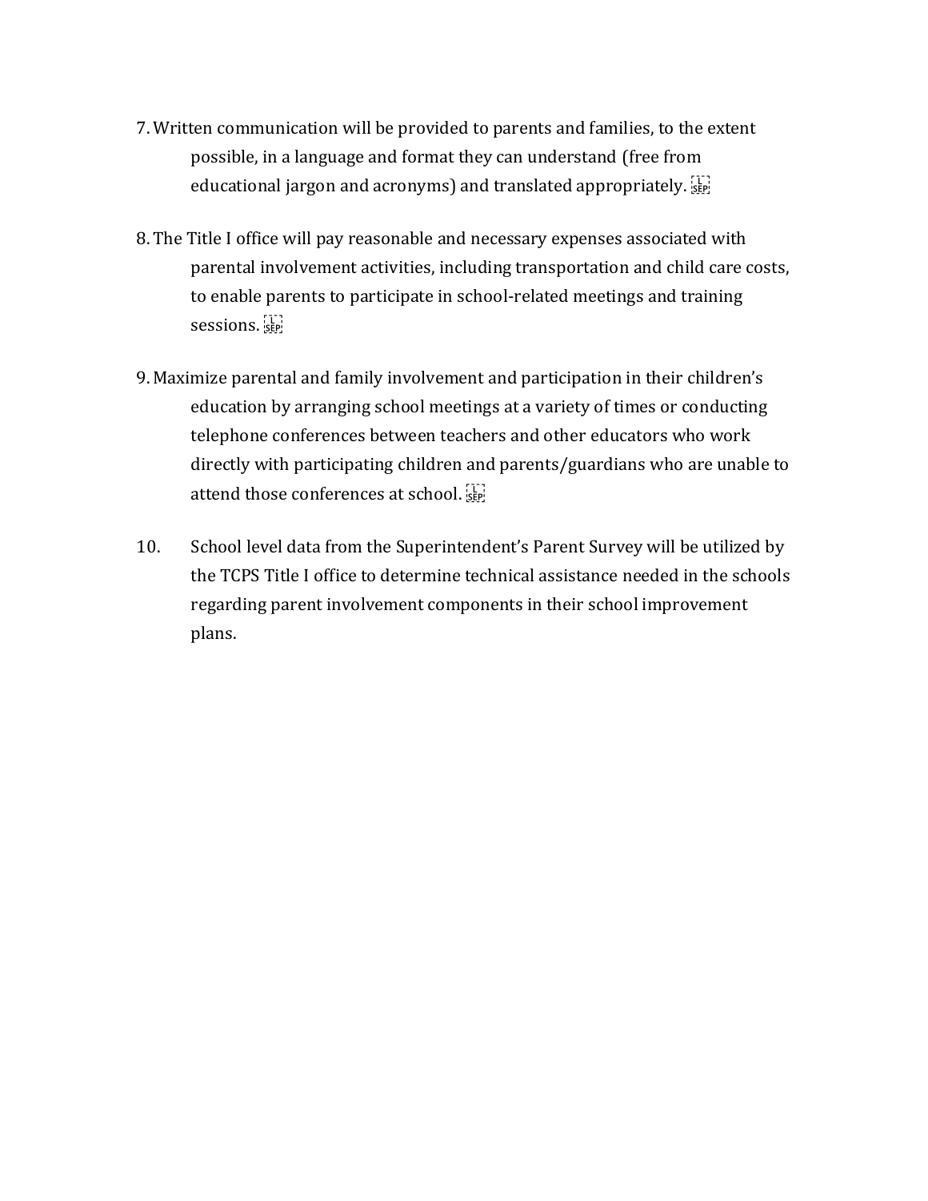7. Written communication will be provided to parents and families, to the extent possible, in a language and format they can understand (free from educational jargon and acronyms) and translated appropriately.

8. The Title I office will pay reasonable and necessary expenses associated with parental involvement activities, including transportation and child care costs, to enable parents to participate in school-related meetings and training sessions.

9. Maximize parental and family involvement and participation in their children's education by arranging school meetings at a variety of times or conducting telephone conferences between teachers and other educators who work directly with participating children and parents/guardians who are unable to attend those conferences at school.

10. School level data from the Superintendent's Parent Survey will be utilized by the TCPS Title I office to determine technical assistance needed in the schools regarding parent involvement components in their school improvement plans.